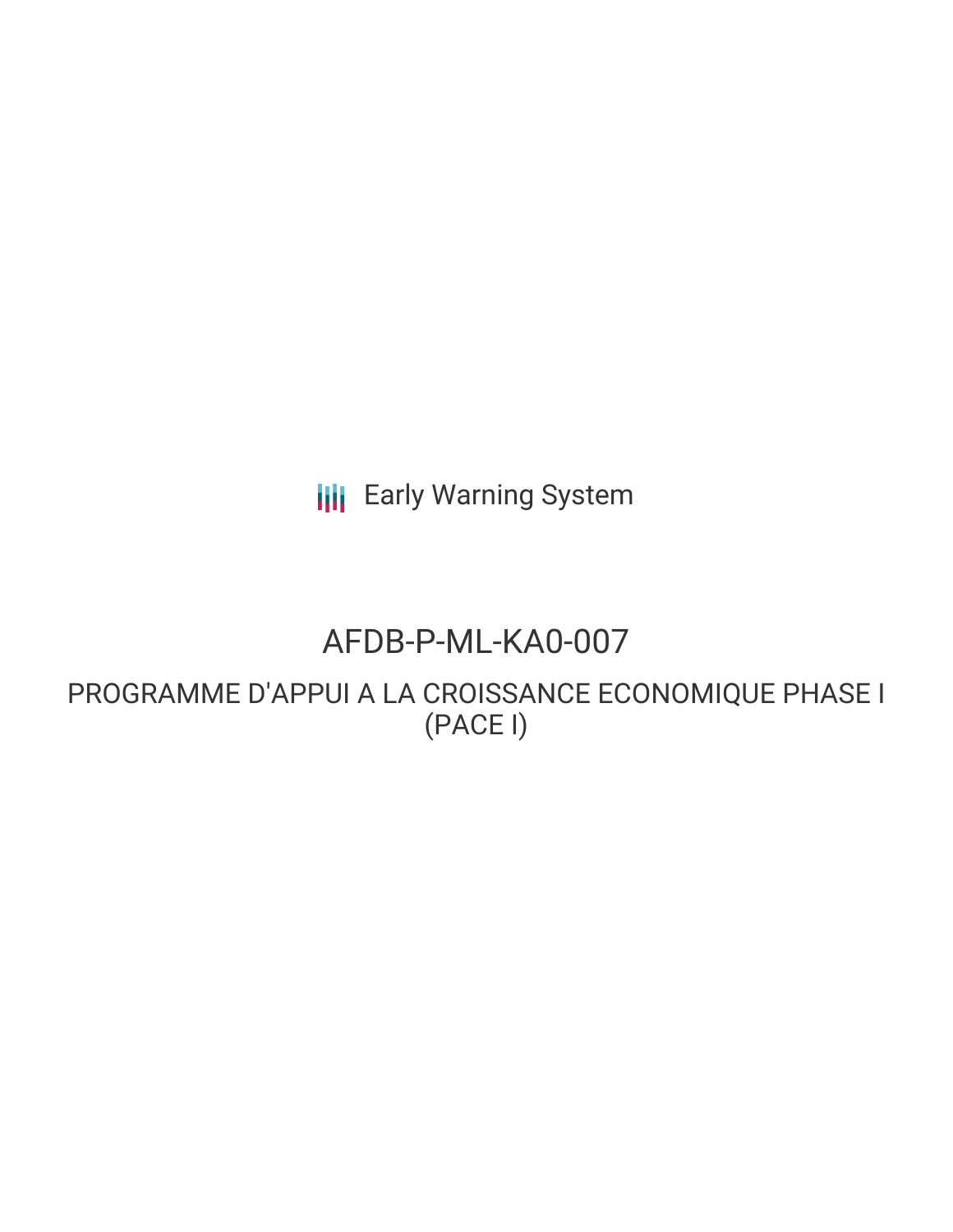Early Warning System

# AFDB-P-ML-KA0-007

## PROGRAMME D'APPUI A LA CROISSANCE ECONOMIQUE PHASE I (PACE I)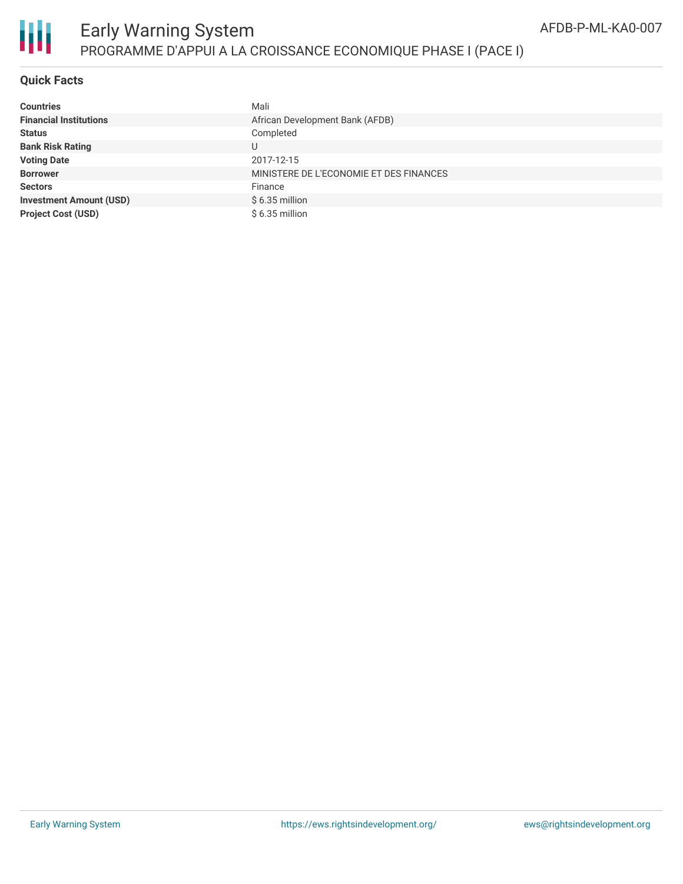# Early Warning System

## PROGRAMME D'APPUI A LA CROISSANCE ECONOMIQUE PHASE I (PACE I)

AFDB-P-ML-KA0-007

### Quick Facts

| | |
|---|---|
| **Countries** | Mali |
| **Financial Institutions** | African Development Bank (AFDB) |
| **Status** | Completed |
| **Bank Risk Rating** | U |
| **Voting Date** | 2017-12-15 |
| **Borrower** | MINISTERE DE L'ECONOMIE ET DES FINANCES |
| **Sectors** | Finance |
| **Investment Amount (USD)** | $ 6.35 million |
| **Project Cost (USD)** | $ 6.35 million |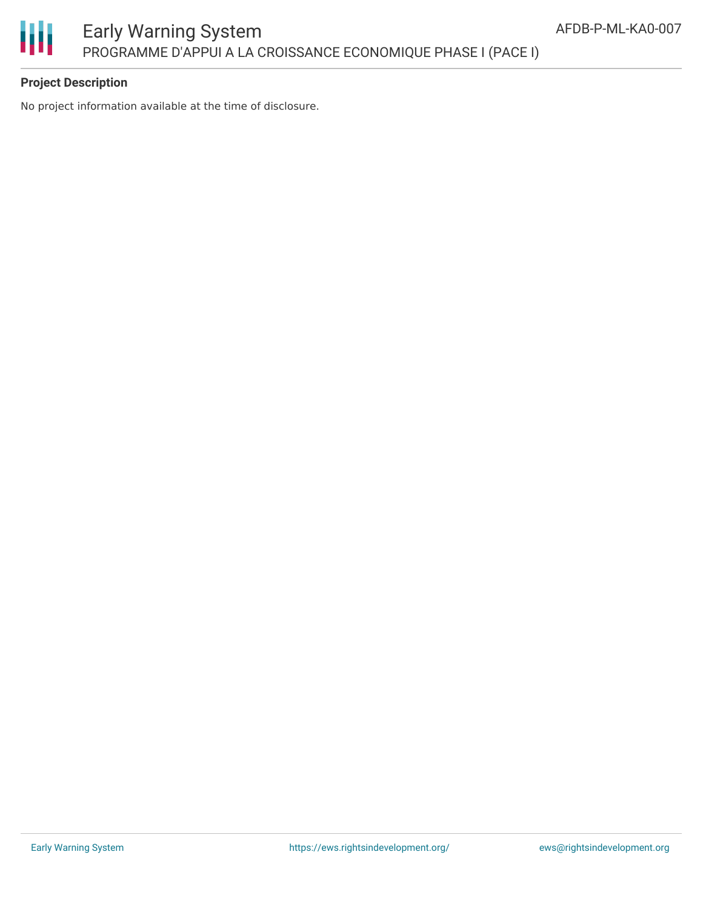**Project Description**

No project information available at the time of disclosure.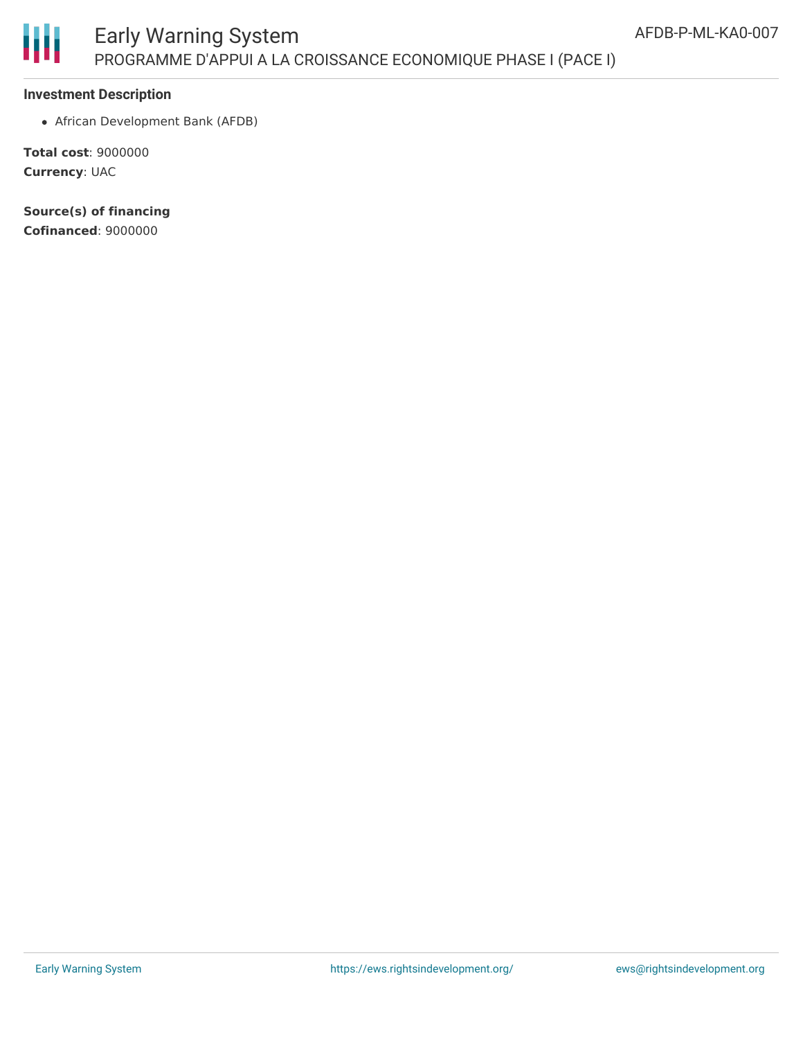### Investment Description

- African Development Bank (AFDB)

**Total cost**: 9000000
**Currency**: UAC

**Source(s) of financing**
**Cofinanced**: 9000000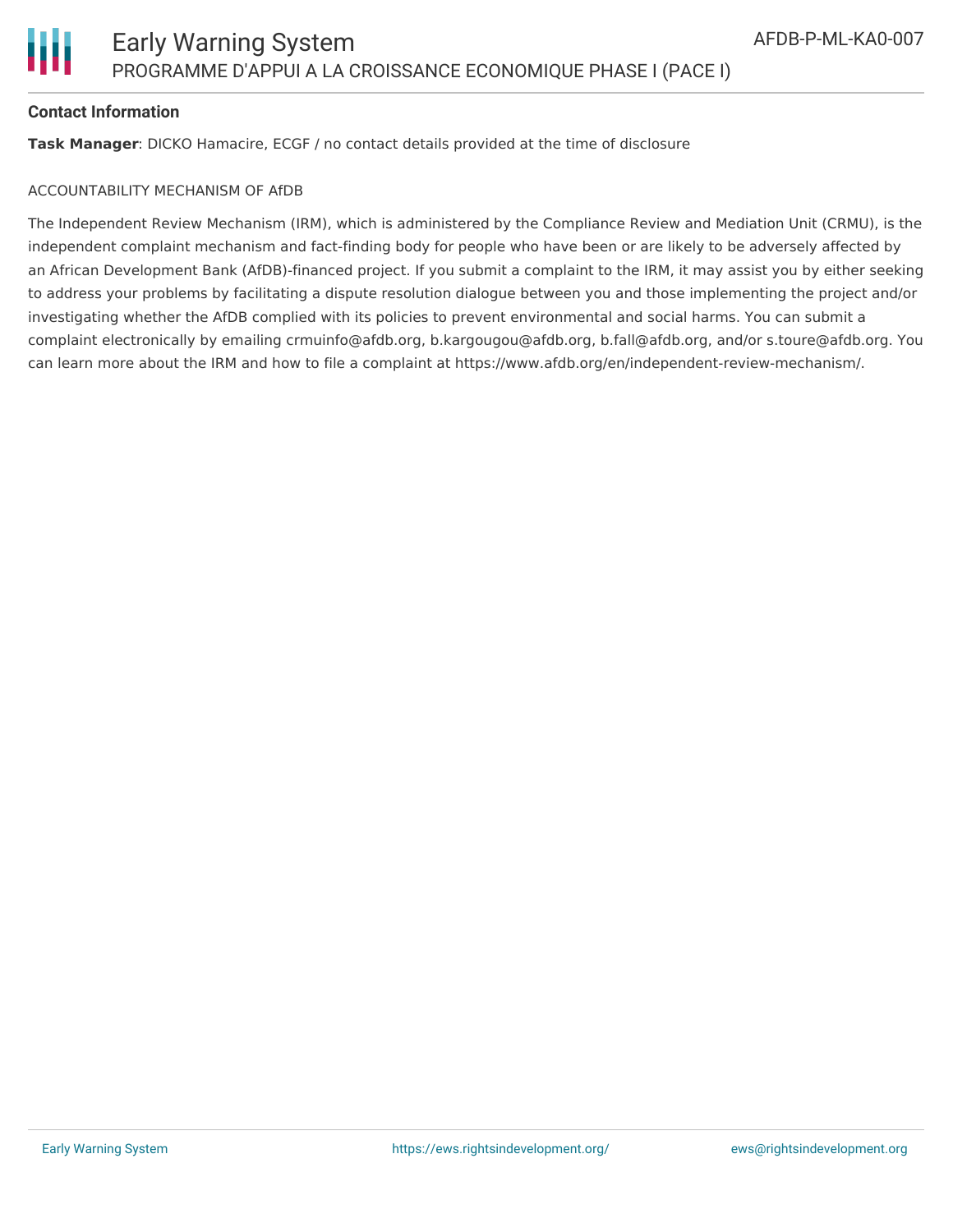## Contact Information

**Task Manager**: DICKO Hamacire, ECGF / no contact details provided at the time of disclosure

ACCOUNTABILITY MECHANISM OF AfDB

The Independent Review Mechanism (IRM), which is administered by the Compliance Review and Mediation Unit (CRMU), is the independent complaint mechanism and fact-finding body for people who have been or are likely to be adversely affected by an African Development Bank (AfDB)-financed project. If you submit a complaint to the IRM, it may assist you by either seeking to address your problems by facilitating a dispute resolution dialogue between you and those implementing the project and/or investigating whether the AfDB complied with its policies to prevent environmental and social harms. You can submit a complaint electronically by emailing crmuinfo@afdb.org, b.kargougou@afdb.org, b.fall@afdb.org, and/or s.toure@afdb.org. You can learn more about the IRM and how to file a complaint at https://www.afdb.org/en/independent-review-mechanism/.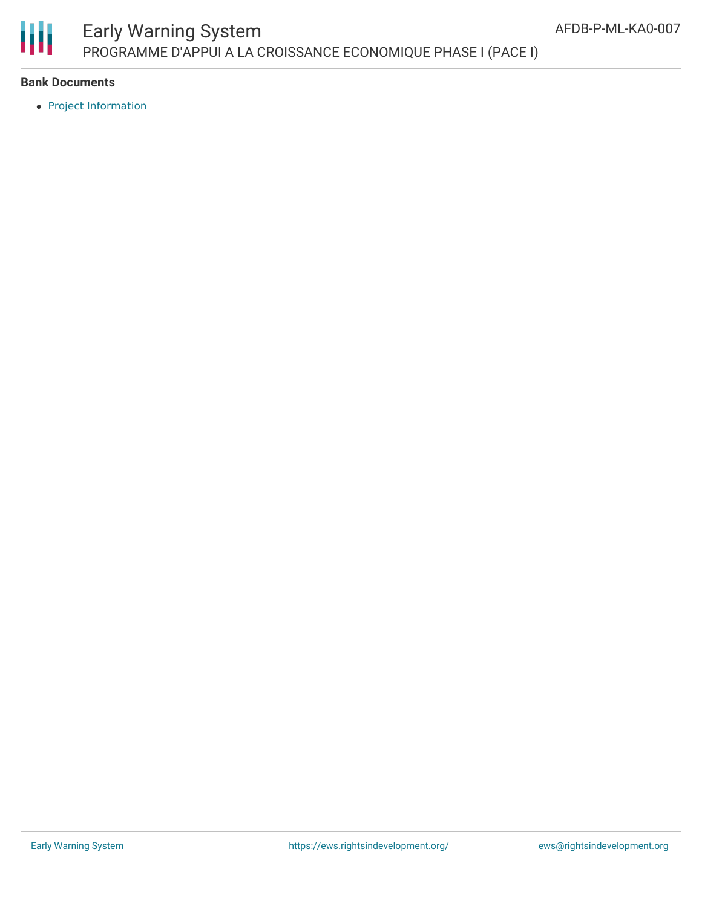**Bank Documents**

- Project Information